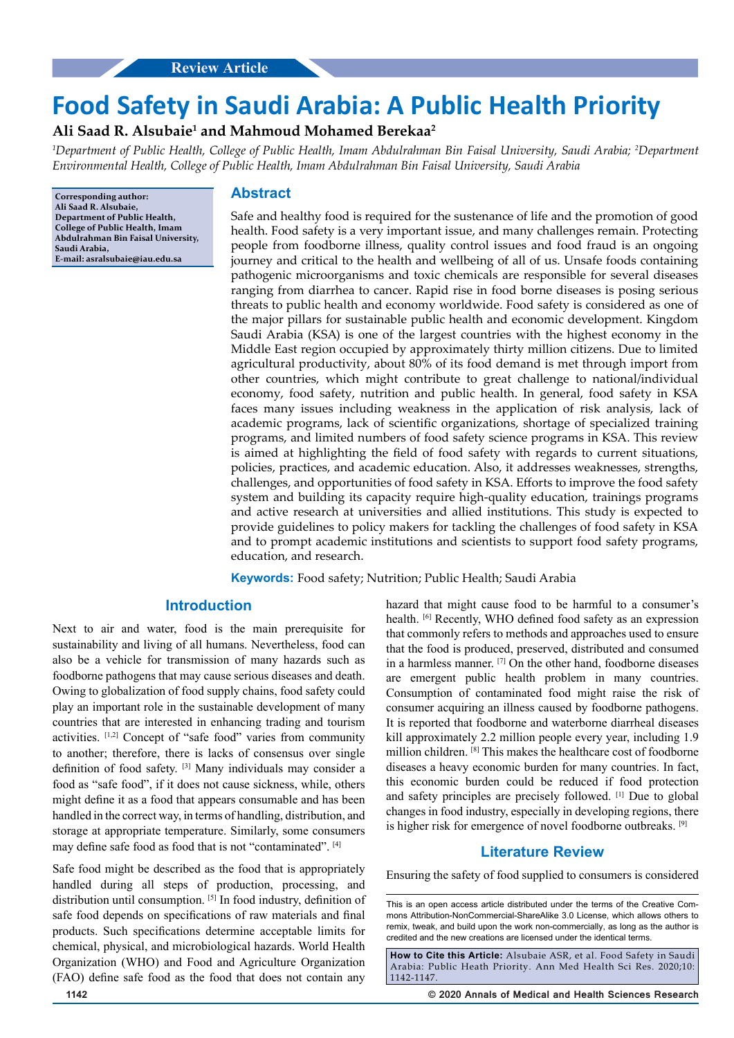Review Article

# Food Safety in Saudi Arabia: A Public Health Priority

**Ali Saad R. Alsubaie[1] and Mahmoud Mohamed Berekaa[2]**

*[1]Department of Public Health, College of Public Health, Imam Abdulrahman Bin Faisal University, Saudi Arabia; [2]Department Environmental Health, College of Public Health, Imam Abdulrahman Bin Faisal University, Saudi Arabia*

**Corresponding author: Ali Saad R. Alsubaie, Department of Public Health, College of Public Health, Imam Abdulrahman Bin Faisal University, Saudi Arabia, E-mail: asralsubaie@iau.edu.sa**

## Abstract

Safe and healthy food is required for the sustenance of life and the promotion of good health. Food safety is a very important issue, and many challenges remain. Protecting people from foodborne illness, quality control issues and food fraud is an ongoing journey and critical to the health and wellbeing of all of us. Unsafe foods containing pathogenic microorganisms and toxic chemicals are responsible for several diseases ranging from diarrhea to cancer. Rapid rise in food borne diseases is posing serious threats to public health and economy worldwide. Food safety is considered as one of the major pillars for sustainable public health and economic development. Kingdom Saudi Arabia (KSA) is one of the largest countries with the highest economy in the Middle East region occupied by approximately thirty million citizens. Due to limited agricultural productivity, about 80% of its food demand is met through import from other countries, which might contribute to great challenge to national/individual economy, food safety, nutrition and public health. In general, food safety in KSA faces many issues including weakness in the application of risk analysis, lack of academic programs, lack of scientific organizations, shortage of specialized training programs, and limited numbers of food safety science programs in KSA. This review is aimed at highlighting the field of food safety with regards to current situations, policies, practices, and academic education. Also, it addresses weaknesses, strengths, challenges, and opportunities of food safety in KSA. Efforts to improve the food safety system and building its capacity require high-quality education, trainings programs and active research at universities and allied institutions. This study is expected to provide guidelines to policy makers for tackling the challenges of food safety in KSA and to prompt academic institutions and scientists to support food safety programs, education, and research.

**Keywords:** Food safety; Nutrition; Public Health; Saudi Arabia

## Introduction

Next to air and water, food is the main prerequisite for sustainability and living of all humans. Nevertheless, food can also be a vehicle for transmission of many hazards such as foodborne pathogens that may cause serious diseases and death. Owing to globalization of food supply chains, food safety could play an important role in the sustainable development of many countries that are interested in enhancing trading and tourism activities. [1,2] Concept of "safe food" varies from community to another; therefore, there is lacks of consensus over single definition of food safety. [3] Many individuals may consider a food as "safe food", if it does not cause sickness, while, others might define it as a food that appears consumable and has been handled in the correct way, in terms of handling, distribution, and storage at appropriate temperature. Similarly, some consumers may define safe food as food that is not "contaminated". [4]

Safe food might be described as the food that is appropriately handled during all steps of production, processing, and distribution until consumption. [5] In food industry, definition of safe food depends on specifications of raw materials and final products. Such specifications determine acceptable limits for chemical, physical, and microbiological hazards. World Health Organization (WHO) and Food and Agriculture Organization (FAO) define safe food as the food that does not contain any hazard that might cause food to be harmful to a consumer's health. [6] Recently, WHO defined food safety as an expression that commonly refers to methods and approaches used to ensure that the food is produced, preserved, distributed and consumed in a harmless manner. [7] On the other hand, foodborne diseases are emergent public health problem in many countries. Consumption of contaminated food might raise the risk of consumer acquiring an illness caused by foodborne pathogens. It is reported that foodborne and waterborne diarrheal diseases kill approximately 2.2 million people every year, including 1.9 million children. [8] This makes the healthcare cost of foodborne diseases a heavy economic burden for many countries. In fact, this economic burden could be reduced if food protection and safety principles are precisely followed. [1] Due to global changes in food industry, especially in developing regions, there is higher risk for emergence of novel foodborne outbreaks. [9]

## Literature Review

Ensuring the safety of food supplied to consumers is considered

This is an open access article distributed under the terms of the Creative Commons Attribution-NonCommercial-ShareAlike 3.0 License, which allows others to remix, tweak, and build upon the work non-commercially, as long as the author is credited and the new creations are licensed under the identical terms.

**How to Cite this Article:** Alsubaie ASR, et al. Food Safety in Saudi Arabia: Public Heath Priority. Ann Med Health Sci Res. 2020;10: 1142-1147.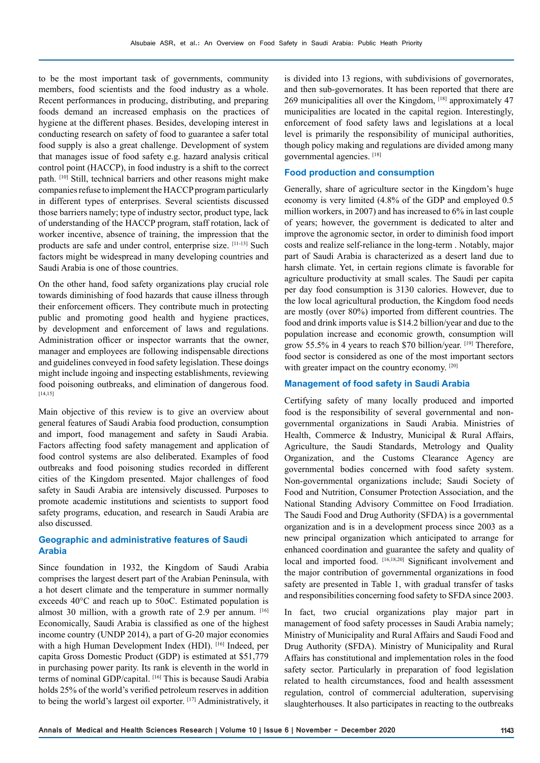to be the most important task of governments, community members, food scientists and the food industry as a whole. Recent performances in producing, distributing, and preparing foods demand an increased emphasis on the practices of hygiene at the different phases. Besides, developing interest in conducting research on safety of food to guarantee a safer total food supply is also a great challenge. Development of system that manages issue of food safety e.g. hazard analysis critical control point (HACCP), in food industry is a shift to the correct path. [10] Still, technical barriers and other reasons might make companies refuse to implement the HACCP program particularly in different types of enterprises. Several scientists discussed those barriers namely; type of industry sector, product type, lack of understanding of the HACCP program, staff rotation, lack of worker incentive, absence of training, the impression that the products are safe and under control, enterprise size. [11-13] Such factors might be widespread in many developing countries and Saudi Arabia is one of those countries.

On the other hand, food safety organizations play crucial role towards diminishing of food hazards that cause illness through their enforcement officers. They contribute much in protecting public and promoting good health and hygiene practices, by development and enforcement of laws and regulations. Administration officer or inspector warrants that the owner, manager and employees are following indispensable directions and guidelines conveyed in food safety legislation. These doings might include ingoing and inspecting establishments, reviewing food poisoning outbreaks, and elimination of dangerous food. [14,15]

Main objective of this review is to give an overview about general features of Saudi Arabia food production, consumption and import, food management and safety in Saudi Arabia. Factors affecting food safety management and application of food control systems are also deliberated. Examples of food outbreaks and food poisoning studies recorded in different cities of the Kingdom presented. Major challenges of food safety in Saudi Arabia are intensively discussed. Purposes to promote academic institutions and scientists to support food safety programs, education, and research in Saudi Arabia are also discussed.

## Geographic and administrative features of Saudi Arabia

Since foundation in 1932, the Kingdom of Saudi Arabia comprises the largest desert part of the Arabian Peninsula, with a hot desert climate and the temperature in summer normally exceeds 40°C and reach up to 50oC. Estimated population is almost 30 million, with a growth rate of 2.9 per annum. [16] Economically, Saudi Arabia is classified as one of the highest income country (UNDP 2014), a part of G-20 major economies with a high Human Development Index (HDI). [16] Indeed, per capita Gross Domestic Product (GDP) is estimated at $51,779 in purchasing power parity. Its rank is eleventh in the world in terms of nominal GDP/capital. [16] This is because Saudi Arabia holds 25% of the world's verified petroleum reserves in addition to being the world's largest oil exporter. [17] Administratively, it is divided into 13 regions, with subdivisions of governorates, and then sub-governorates. It has been reported that there are 269 municipalities all over the Kingdom, [18] approximately 47 municipalities are located in the capital region. Interestingly, enforcement of food safety laws and legislations at a local level is primarily the responsibility of municipal authorities, though policy making and regulations are divided among many governmental agencies. [18]

## Food production and consumption

Generally, share of agriculture sector in the Kingdom's huge economy is very limited (4.8% of the GDP and employed 0.5 million workers, in 2007) and has increased to 6% in last couple of years; however, the government is dedicated to alter and improve the agronomic sector, in order to diminish food import costs and realize self-reliance in the long-term . Notably, major part of Saudi Arabia is characterized as a desert land due to harsh climate. Yet, in certain regions climate is favorable for agriculture productivity at small scales. The Saudi per capita per day food consumption is 3130 calories. However, due to the low local agricultural production, the Kingdom food needs are mostly (over 80%) imported from different countries. The food and drink imports value is $14.2 billion/year and due to the population increase and economic growth, consumption will grow 55.5% in 4 years to reach $70 billion/year. [19] Therefore, food sector is considered as one of the most important sectors with greater impact on the country economy. [20]

## Management of food safety in Saudi Arabia

Certifying safety of many locally produced and imported food is the responsibility of several governmental and non-governmental organizations in Saudi Arabia. Ministries of Health, Commerce & Industry, Municipal & Rural Affairs, Agriculture, the Saudi Standards, Metrology and Quality Organization, and the Customs Clearance Agency are governmental bodies concerned with food safety system. Non-governmental organizations include; Saudi Society of Food and Nutrition, Consumer Protection Association, and the National Standing Advisory Committee on Food Irradiation. The Saudi Food and Drug Authority (SFDA) is a governmental organization and is in a development process since 2003 as a new principal organization which anticipated to arrange for enhanced coordination and guarantee the safety and quality of local and imported food. [16,18,20] Significant involvement and the major contribution of governmental organizations in food safety are presented in Table 1, with gradual transfer of tasks and responsibilities concerning food safety to SFDA since 2003.

In fact, two crucial organizations play major part in management of food safety processes in Saudi Arabia namely; Ministry of Municipality and Rural Affairs and Saudi Food and Drug Authority (SFDA). Ministry of Municipality and Rural Affairs has constitutional and implementation roles in the food safety sector. Particularly in preparation of food legislation related to health circumstances, food and health assessment regulation, control of commercial adulteration, supervising slaughterhouses. It also participates in reacting to the outbreaks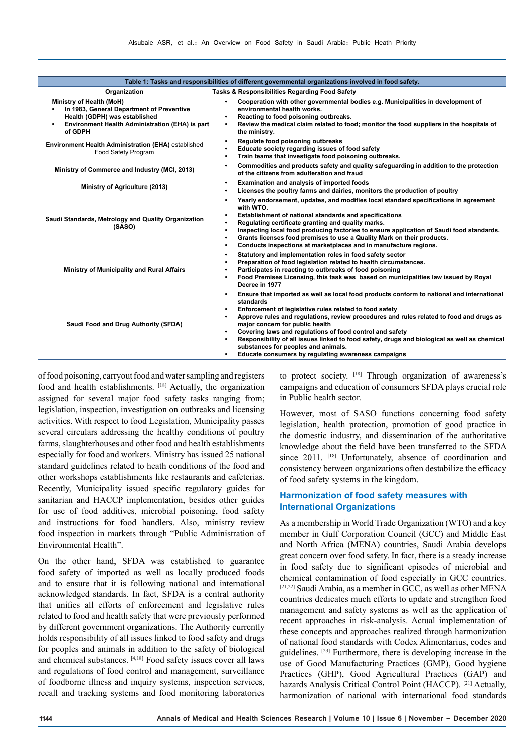**Table 1: Tasks and responsibilities of different governmental organizations involved in food safety.**

| Organization | Tasks & Responsibilities Regarding Food Safety |
|---|---|
| **Ministry of Health (MoH)**<br>• In 1983, General Department of Preventive Health (GDPH) was established<br>• Environment Health Administration (EHA) is part of GDPH | • Cooperation with other governmental bodies e.g. Municipalities in development of environmental health works.<br>• Reacting to food poisoning outbreaks.<br>• Review the medical claim related to food; monitor the food suppliers in the hospitals of the ministry. |
| **Environment Health Administration (EHA)** established Food Safety Program | • Regulate food poisoning outbreaks<br>• Educate society regarding issues of food safety<br>• Train teams that investigate food poisoning outbreaks. |
| **Ministry of Commerce and Industry (MCI, 2013)** | • Commodities and products safety and quality safeguarding in addition to the protection of the citizens from adulteration and fraud |
| **Ministry of Agriculture (2013)** | • Examination and analysis of imported foods<br>• Licenses the poultry farms and dairies, monitors the production of poultry |
| **Saudi Standards, Metrology and Quality Organization (SASO)** | • Yearly endorsement, updates, and modifies local standard specifications in agreement with WTO.<br>• Establishment of national standards and specifications<br>• Regulating certificate granting and quality marks.<br>• Inspecting local food producing factories to ensure application of Saudi food standards.<br>• Grants licenses food premises to use a Quality Mark on their products.<br>• Conducts inspections at marketplaces and in manufacture regions. |
| **Ministry of Municipality and Rural Affairs** | • Statutory and implementation roles in food safety sector<br>• Preparation of food legislation related to health circumstances.<br>• Participates in reacting to outbreaks of food poisoning<br>• Food Premises Licensing, this task was based on municipalities law issued by Royal Decree in 1977 |
| **Saudi Food and Drug Authority (SFDA)** | • Ensure that imported as well as local food products conform to national and international standards<br>• Enforcement of legislative rules related to food safety<br>• Approve rules and regulations, review procedures and rules related to food and drugs as major concern for public health<br>• Covering laws and regulations of food control and safety<br>• Responsibility of all issues linked to food safety, drugs and biological as well as chemical substances for peoples and animals.<br>• Educate consumers by regulating awareness campaigns |

of food poisoning, carryout food and water sampling and registers food and health establishments. [18] Actually, the organization assigned for several major food safety tasks ranging from; legislation, inspection, investigation on outbreaks and licensing activities. With respect to food Legislation, Municipality passes several circulars addressing the healthy conditions of poultry farms, slaughterhouses and other food and health establishments especially for food and workers. Ministry has issued 25 national standard guidelines related to heath conditions of the food and other workshops establishments like restaurants and cafeterias. Recently, Municipality issued specific regulatory guides for sanitarian and HACCP implementation, besides other guides for use of food additives, microbial poisoning, food safety and instructions for food handlers. Also, ministry review food inspection in markets through "Public Administration of Environmental Health".

On the other hand, SFDA was established to guarantee food safety of imported as well as locally produced foods and to ensure that it is following national and international acknowledged standards. In fact, SFDA is a central authority that unifies all efforts of enforcement and legislative rules related to food and health safety that were previously performed by different government organizations. The Authority currently holds responsibility of all issues linked to food safety and drugs for peoples and animals in addition to the safety of biological and chemical substances. [4,18] Food safety issues cover all laws and regulations of food control and management, surveillance of foodborne illness and inquiry systems, inspection services, recall and tracking systems and food monitoring laboratories to protect society. [18] Through organization of awareness's campaigns and education of consumers SFDA plays crucial role in Public health sector.

However, most of SASO functions concerning food safety legislation, health protection, promotion of good practice in the domestic industry, and dissemination of the authoritative knowledge about the field have been transferred to the SFDA since 2011. [18] Unfortunately, absence of coordination and consistency between organizations often destabilize the efficacy of food safety systems in the kingdom.

## Harmonization of food safety measures with International Organizations

As a membership in World Trade Organization (WTO) and a key member in Gulf Corporation Council (GCC) and Middle East and North Africa (MENA) countries, Saudi Arabia develops great concern over food safety. In fact, there is a steady increase in food safety due to significant episodes of microbial and chemical contamination of food especially in GCC countries. [21,22] Saudi Arabia, as a member in GCC, as well as other MENA countries dedicates much efforts to update and strengthen food management and safety systems as well as the application of recent approaches in risk-analysis. Actual implementation of these concepts and approaches realized through harmonization of national food standards with Codex Alimentarius, codes and guidelines. [23] Furthermore, there is developing increase in the use of Good Manufacturing Practices (GMP), Good hygiene Practices (GHP), Good Agricultural Practices (GAP) and hazards Analysis Critical Control Point (HACCP). [21] Actually, harmonization of national with international food standards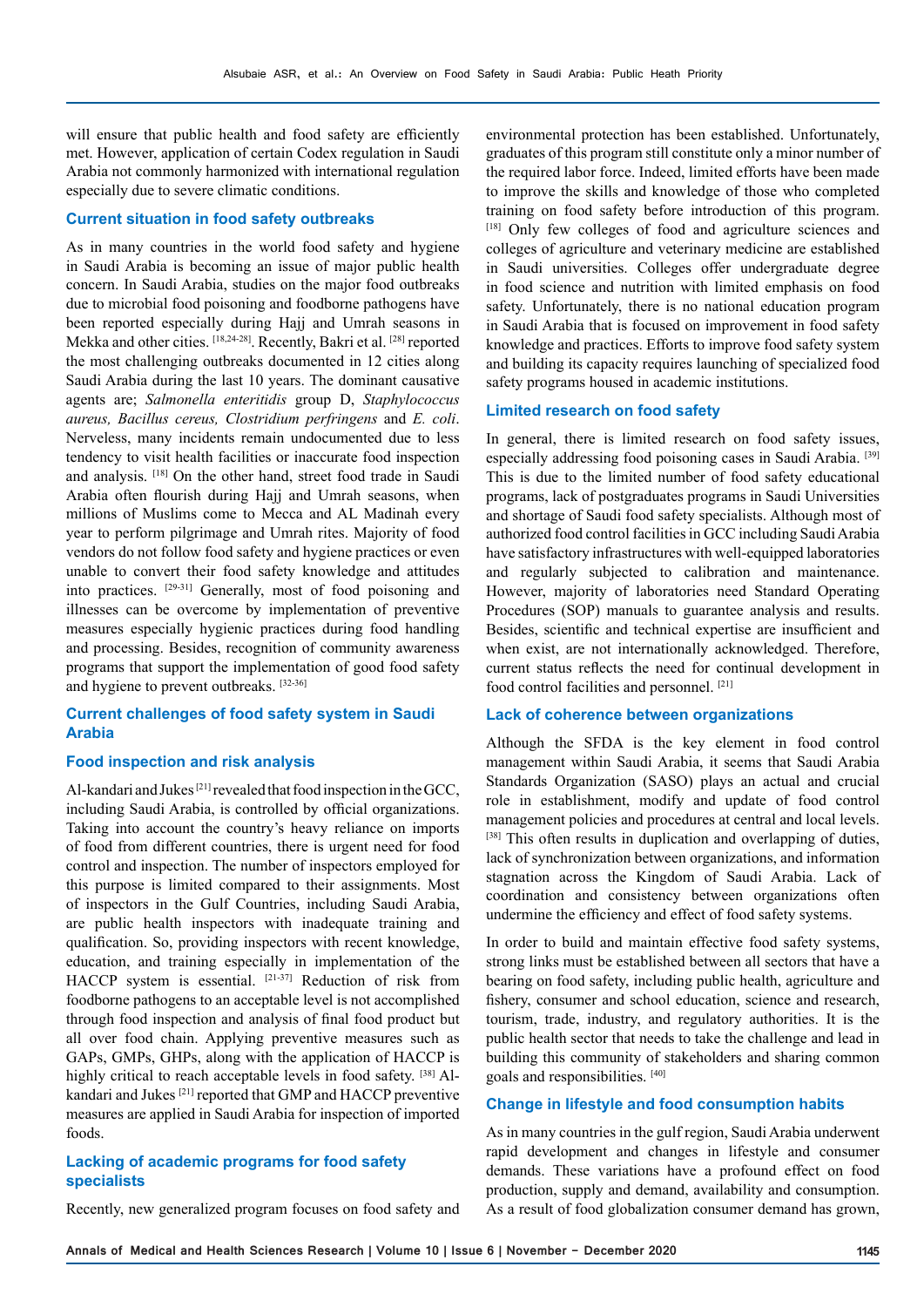will ensure that public health and food safety are efficiently met. However, application of certain Codex regulation in Saudi Arabia not commonly harmonized with international regulation especially due to severe climatic conditions.

## Current situation in food safety outbreaks

As in many countries in the world food safety and hygiene in Saudi Arabia is becoming an issue of major public health concern. In Saudi Arabia, studies on the major food outbreaks due to microbial food poisoning and foodborne pathogens have been reported especially during Hajj and Umrah seasons in Mekka and other cities. [18,24-28]. Recently, Bakri et al. [28] reported the most challenging outbreaks documented in 12 cities along Saudi Arabia during the last 10 years. The dominant causative agents are; *Salmonella enteritidis* group D, *Staphylococcus aureus, Bacillus cereus, Clostridium perfringens* and *E. coli*. Nerveless, many incidents remain undocumented due to less tendency to visit health facilities or inaccurate food inspection and analysis. [18] On the other hand, street food trade in Saudi Arabia often flourish during Hajj and Umrah seasons, when millions of Muslims come to Mecca and AL Madinah every year to perform pilgrimage and Umrah rites. Majority of food vendors do not follow food safety and hygiene practices or even unable to convert their food safety knowledge and attitudes into practices. [29-31] Generally, most of food poisoning and illnesses can be overcome by implementation of preventive measures especially hygienic practices during food handling and processing. Besides, recognition of community awareness programs that support the implementation of good food safety and hygiene to prevent outbreaks. [32-36]

## Current challenges of food safety system in Saudi Arabia

### Food inspection and risk analysis

Al-kandari and Jukes [21] revealed that food inspection in the GCC, including Saudi Arabia, is controlled by official organizations. Taking into account the country's heavy reliance on imports of food from different countries, there is urgent need for food control and inspection. The number of inspectors employed for this purpose is limited compared to their assignments. Most of inspectors in the Gulf Countries, including Saudi Arabia, are public health inspectors with inadequate training and qualification. So, providing inspectors with recent knowledge, education, and training especially in implementation of the HACCP system is essential. [21-37] Reduction of risk from foodborne pathogens to an acceptable level is not accomplished through food inspection and analysis of final food product but all over food chain. Applying preventive measures such as GAPs, GMPs, GHPs, along with the application of HACCP is highly critical to reach acceptable levels in food safety. [38] Al-kandari and Jukes [21] reported that GMP and HACCP preventive measures are applied in Saudi Arabia for inspection of imported foods.

### Lacking of academic programs for food safety specialists

Recently, new generalized program focuses on food safety and environmental protection has been established. Unfortunately, graduates of this program still constitute only a minor number of the required labor force. Indeed, limited efforts have been made to improve the skills and knowledge of those who completed training on food safety before introduction of this program. [18] Only few colleges of food and agriculture sciences and colleges of agriculture and veterinary medicine are established in Saudi universities. Colleges offer undergraduate degree in food science and nutrition with limited emphasis on food safety. Unfortunately, there is no national education program in Saudi Arabia that is focused on improvement in food safety knowledge and practices. Efforts to improve food safety system and building its capacity requires launching of specialized food safety programs housed in academic institutions.

### Limited research on food safety

In general, there is limited research on food safety issues, especially addressing food poisoning cases in Saudi Arabia. [39] This is due to the limited number of food safety educational programs, lack of postgraduates programs in Saudi Universities and shortage of Saudi food safety specialists. Although most of authorized food control facilities in GCC including Saudi Arabia have satisfactory infrastructures with well-equipped laboratories and regularly subjected to calibration and maintenance. However, majority of laboratories need Standard Operating Procedures (SOP) manuals to guarantee analysis and results. Besides, scientific and technical expertise are insufficient and when exist, are not internationally acknowledged. Therefore, current status reflects the need for continual development in food control facilities and personnel. [21]

### Lack of coherence between organizations

Although the SFDA is the key element in food control management within Saudi Arabia, it seems that Saudi Arabia Standards Organization (SASO) plays an actual and crucial role in establishment, modify and update of food control management policies and procedures at central and local levels. [38] This often results in duplication and overlapping of duties, lack of synchronization between organizations, and information stagnation across the Kingdom of Saudi Arabia. Lack of coordination and consistency between organizations often undermine the efficiency and effect of food safety systems.

In order to build and maintain effective food safety systems, strong links must be established between all sectors that have a bearing on food safety, including public health, agriculture and fishery, consumer and school education, science and research, tourism, trade, industry, and regulatory authorities. It is the public health sector that needs to take the challenge and lead in building this community of stakeholders and sharing common goals and responsibilities. [40]

### Change in lifestyle and food consumption habits

As in many countries in the gulf region, Saudi Arabia underwent rapid development and changes in lifestyle and consumer demands. These variations have a profound effect on food production, supply and demand, availability and consumption. As a result of food globalization consumer demand has grown,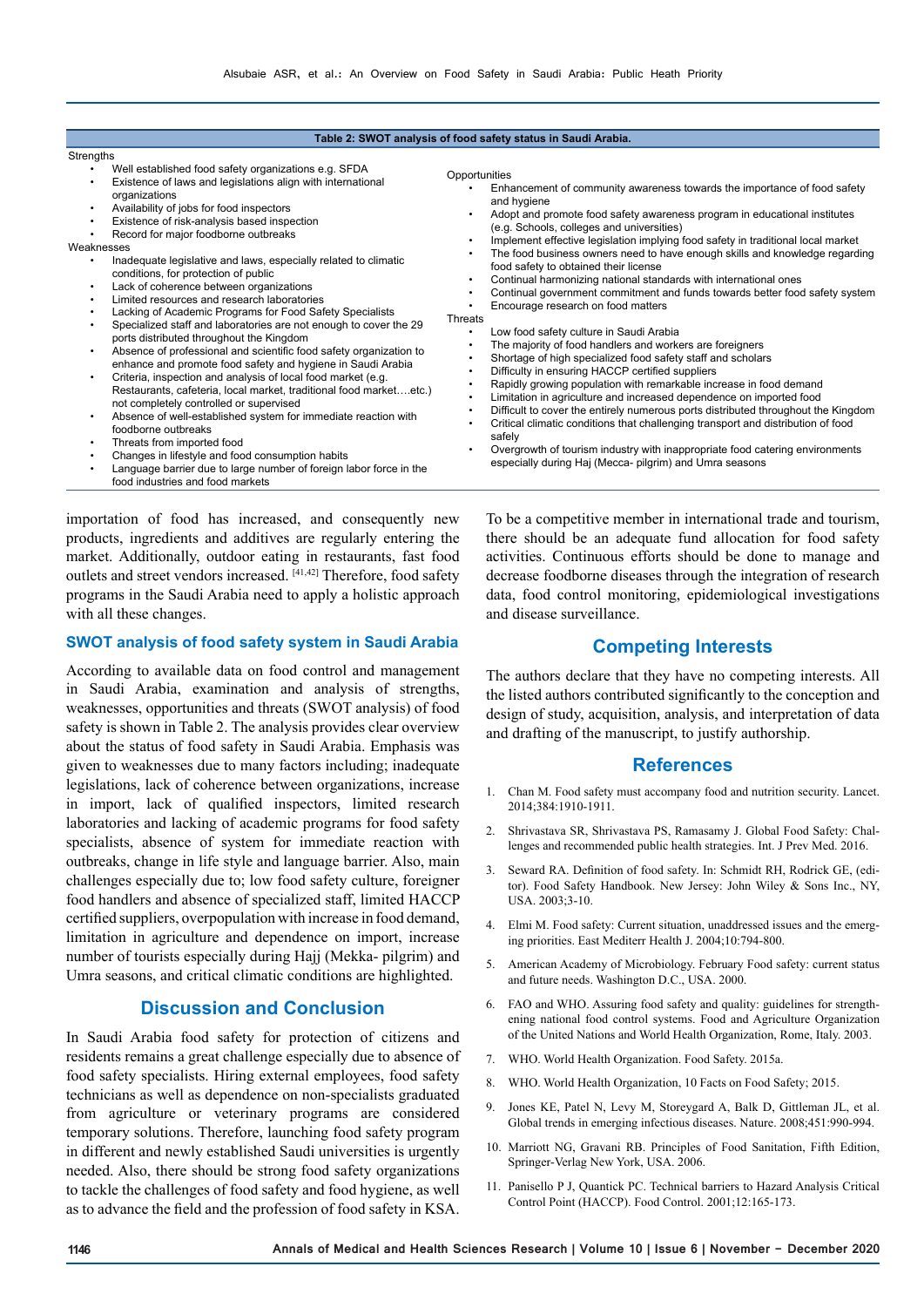**Table 2: SWOT analysis of food safety status in Saudi Arabia.**

| Strengths / Weaknesses | Opportunities / Threats |
|---|---|
| **Strengths**<br>• Well established food safety organizations e.g. SFDA<br>• Existence of laws and legislations align with international organizations<br>• Availability of jobs for food inspectors<br>• Existence of risk-analysis based inspection<br>• Record for major foodborne outbreaks<br>**Weaknesses**<br>• Inadequate legislative and laws, especially related to climatic conditions, for protection of public<br>• Lack of coherence between organizations<br>• Limited resources and research laboratories<br>• Lacking of Academic Programs for Food Safety Specialists<br>• Specialized staff and laboratories are not enough to cover the 29 ports distributed throughout the Kingdom<br>• Absence of professional and scientific food safety organization to enhance and promote food safety and hygiene in Saudi Arabia<br>• Criteria, inspection and analysis of local food market (e.g. Restaurants, cafeteria, local market, traditional food market….etc.) not completely controlled or supervised<br>• Absence of well-established system for immediate reaction with foodborne outbreaks<br>• Threats from imported food<br>• Changes in lifestyle and food consumption habits<br>• Language barrier due to large number of foreign labor force in the food industries and food markets | **Opportunities**<br>• Enhancement of community awareness towards the importance of food safety and hygiene<br>• Adopt and promote food safety awareness program in educational institutes (e.g. Schools, colleges and universities)<br>• Implement effective legislation implying food safety in traditional local market<br>• The food business owners need to have enough skills and knowledge regarding food safety to obtained their license<br>• Continual harmonizing national standards with international ones<br>• Continual government commitment and funds towards better food safety system<br>• Encourage research on food matters<br>**Threats**<br>• Low food safety culture in Saudi Arabia<br>• The majority of food handlers and workers are foreigners<br>• Shortage of high specialized food safety staff and scholars<br>• Difficulty in ensuring HACCP certified suppliers<br>• Rapidly growing population with remarkable increase in food demand<br>• Limitation in agriculture and increased dependence on imported food<br>• Difficult to cover the entirely numerous ports distributed throughout the Kingdom<br>• Critical climatic conditions that challenging transport and distribution of food safely<br>• Overgrowth of tourism industry with inappropriate food catering environments especially during Haj (Mecca- pilgrim) and Umra seasons |

importation of food has increased, and consequently new products, ingredients and additives are regularly entering the market. Additionally, outdoor eating in restaurants, fast food outlets and street vendors increased. [41,42] Therefore, food safety programs in the Saudi Arabia need to apply a holistic approach with all these changes.

### SWOT analysis of food safety system in Saudi Arabia

According to available data on food control and management in Saudi Arabia, examination and analysis of strengths, weaknesses, opportunities and threats (SWOT analysis) of food safety is shown in Table 2. The analysis provides clear overview about the status of food safety in Saudi Arabia. Emphasis was given to weaknesses due to many factors including; inadequate legislations, lack of coherence between organizations, increase in import, lack of qualified inspectors, limited research laboratories and lacking of academic programs for food safety specialists, absence of system for immediate reaction with outbreaks, change in life style and language barrier. Also, main challenges especially due to; low food safety culture, foreigner food handlers and absence of specialized staff, limited HACCP certified suppliers, overpopulation with increase in food demand, limitation in agriculture and dependence on import, increase number of tourists especially during Hajj (Mekka- pilgrim) and Umra seasons, and critical climatic conditions are highlighted.

## Discussion and Conclusion

In Saudi Arabia food safety for protection of citizens and residents remains a great challenge especially due to absence of food safety specialists. Hiring external employees, food safety technicians as well as dependence on non-specialists graduated from agriculture or veterinary programs are considered temporary solutions. Therefore, launching food safety program in different and newly established Saudi universities is urgently needed. Also, there should be strong food safety organizations to tackle the challenges of food safety and food hygiene, as well as to advance the field and the profession of food safety in KSA. To be a competitive member in international trade and tourism, there should be an adequate fund allocation for food safety activities. Continuous efforts should be done to manage and decrease foodborne diseases through the integration of research data, food control monitoring, epidemiological investigations and disease surveillance.

## Competing Interests

The authors declare that they have no competing interests. All the listed authors contributed significantly to the conception and design of study, acquisition, analysis, and interpretation of data and drafting of the manuscript, to justify authorship.

## References

1. Chan M. Food safety must accompany food and nutrition security. Lancet. 2014;384:1910-1911.
2. Shrivastava SR, Shrivastava PS, Ramasamy J. Global Food Safety: Challenges and recommended public health strategies. Int. J Prev Med. 2016.
3. Seward RA. Definition of food safety. In: Schmidt RH, Rodrick GE, (editor). Food Safety Handbook. New Jersey: John Wiley & Sons Inc., NY, USA. 2003;3-10.
4. Elmi M. Food safety: Current situation, unaddressed issues and the emerging priorities. East Mediterr Health J. 2004;10:794-800.
5. American Academy of Microbiology. February Food safety: current status and future needs. Washington D.C., USA. 2000.
6. FAO and WHO. Assuring food safety and quality: guidelines for strengthening national food control systems. Food and Agriculture Organization of the United Nations and World Health Organization, Rome, Italy. 2003.
7. WHO. World Health Organization. Food Safety. 2015a.
8. WHO. World Health Organization, 10 Facts on Food Safety; 2015.
9. Jones KE, Patel N, Levy M, Storeygard A, Balk D, Gittleman JL, et al. Global trends in emerging infectious diseases. Nature. 2008;451:990-994.
10. Marriott NG, Gravani RB. Principles of Food Sanitation, Fifth Edition, Springer-Verlag New York, USA. 2006.
11. Panisello P J, Quantick PC. Technical barriers to Hazard Analysis Critical Control Point (HACCP). Food Control. 2001;12:165-173.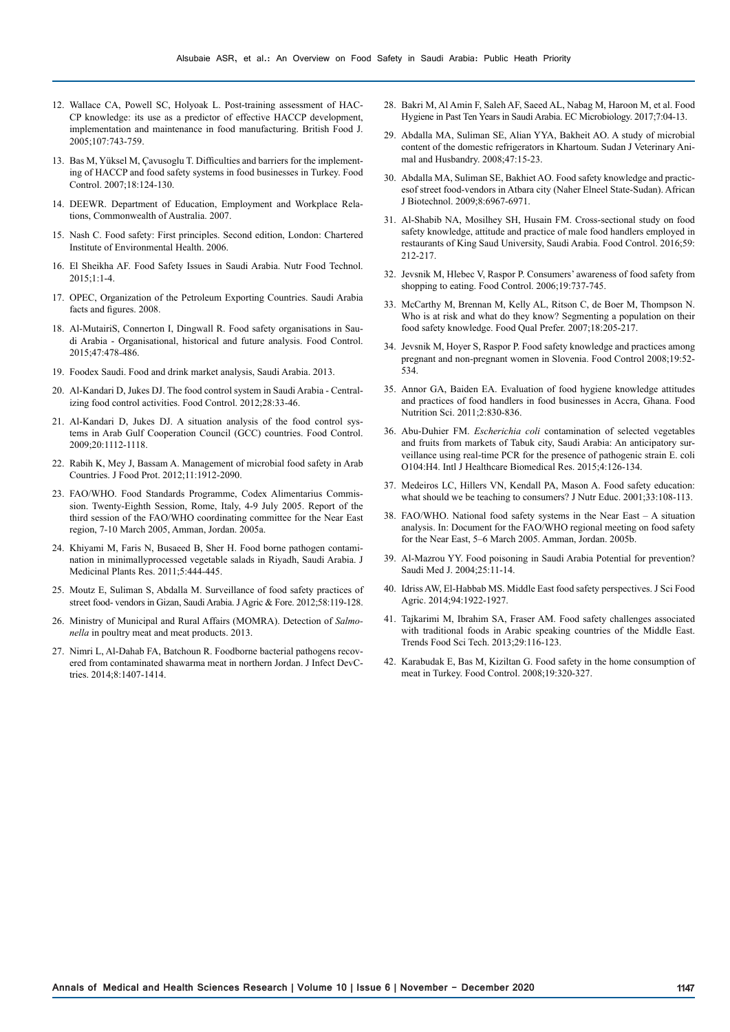12. Wallace CA, Powell SC, Holyoak L. Post-training assessment of HACCP knowledge: its use as a predictor of effective HACCP development, implementation and maintenance in food manufacturing. British Food J. 2005;107:743-759.
13. Bas M, Yüksel M, Çavusoglu T. Difficulties and barriers for the implementing of HACCP and food safety systems in food businesses in Turkey. Food Control. 2007;18:124-130.
14. DEEWR. Department of Education, Employment and Workplace Relations, Commonwealth of Australia. 2007.
15. Nash C. Food safety: First principles. Second edition, London: Chartered Institute of Environmental Health. 2006.
16. El Sheikha AF. Food Safety Issues in Saudi Arabia. Nutr Food Technol. 2015;1:1-4.
17. OPEC, Organization of the Petroleum Exporting Countries. Saudi Arabia facts and figures. 2008.
18. Al-MutairiS, Connerton I, Dingwall R. Food safety organisations in Saudi Arabia - Organisational, historical and future analysis. Food Control. 2015;47:478-486.
19. Foodex Saudi. Food and drink market analysis, Saudi Arabia. 2013.
20. Al-Kandari D, Jukes DJ. The food control system in Saudi Arabia - Centralizing food control activities. Food Control. 2012;28:33-46.
21. Al-Kandari D, Jukes DJ. A situation analysis of the food control systems in Arab Gulf Cooperation Council (GCC) countries. Food Control. 2009;20:1112-1118.
22. Rabih K, Mey J, Bassam A. Management of microbial food safety in Arab Countries. J Food Prot. 2012;11:1912-2090.
23. FAO/WHO. Food Standards Programme, Codex Alimentarius Commission. Twenty-Eighth Session, Rome, Italy, 4-9 July 2005. Report of the third session of the FAO/WHO coordinating committee for the Near East region, 7-10 March 2005, Amman, Jordan. 2005a.
24. Khiyami M, Faris N, Busaeed B, Sher H. Food borne pathogen contamination in minimallyprocessed vegetable salads in Riyadh, Saudi Arabia. J Medicinal Plants Res. 2011;5:444-445.
25. Moutz E, Suliman S, Abdalla M. Surveillance of food safety practices of street food- vendors in Gizan, Saudi Arabia. J Agric & Fore. 2012;58:119-128.
26. Ministry of Municipal and Rural Affairs (MOMRA). Detection of *Salmonella* in poultry meat and meat products. 2013.
27. Nimri L, Al-Dahab FA, Batchoun R. Foodborne bacterial pathogens recovered from contaminated shawarma meat in northern Jordan. J Infect DevCtries. 2014;8:1407-1414.
28. Bakri M, Al Amin F, Saleh AF, Saeed AL, Nabag M, Haroon M, et al. Food Hygiene in Past Ten Years in Saudi Arabia. EC Microbiology. 2017;7:04-13.
29. Abdalla MA, Suliman SE, Alian YYA, Bakheit AO. A study of microbial content of the domestic refrigerators in Khartoum. Sudan J Veterinary Animal and Husbandry. 2008;47:15-23.
30. Abdalla MA, Suliman SE, Bakhiet AO. Food safety knowledge and practicesof street food-vendors in Atbara city (Naher Elneel State-Sudan). African J Biotechnol. 2009;8:6967-6971.
31. Al-Shabib NA, Mosilhey SH, Husain FM. Cross-sectional study on food safety knowledge, attitude and practice of male food handlers employed in restaurants of King Saud University, Saudi Arabia. Food Control. 2016;59: 212-217.
32. Jevsnik M, Hlebec V, Raspor P. Consumers' awareness of food safety from shopping to eating. Food Control. 2006;19:737-745.
33. McCarthy M, Brennan M, Kelly AL, Ritson C, de Boer M, Thompson N. Who is at risk and what do they know? Segmenting a population on their food safety knowledge. Food Qual Prefer. 2007;18:205-217.
34. Jevsnik M, Hoyer S, Raspor P. Food safety knowledge and practices among pregnant and non-pregnant women in Slovenia. Food Control 2008;19:52-534.
35. Annor GA, Baiden EA. Evaluation of food hygiene knowledge attitudes and practices of food handlers in food businesses in Accra, Ghana. Food Nutrition Sci. 2011;2:830-836.
36. Abu-Duhier FM. *Escherichia coli* contamination of selected vegetables and fruits from markets of Tabuk city, Saudi Arabia: An anticipatory surveillance using real-time PCR for the presence of pathogenic strain E. coli O104:H4. Intl J Healthcare Biomedical Res. 2015;4:126-134.
37. Medeiros LC, Hillers VN, Kendall PA, Mason A. Food safety education: what should we be teaching to consumers? J Nutr Educ. 2001;33:108-113.
38. FAO/WHO. National food safety systems in the Near East – A situation analysis. In: Document for the FAO/WHO regional meeting on food safety for the Near East, 5–6 March 2005. Amman, Jordan. 2005b.
39. Al-Mazrou YY. Food poisoning in Saudi Arabia Potential for prevention? Saudi Med J. 2004;25:11-14.
40. Idriss AW, El-Habbab MS. Middle East food safety perspectives. J Sci Food Agric. 2014;94:1922-1927.
41. Tajkarimi M, Ibrahim SA, Fraser AM. Food safety challenges associated with traditional foods in Arabic speaking countries of the Middle East. Trends Food Sci Tech. 2013;29:116-123.
42. Karabudak E, Bas M, Kiziltan G. Food safety in the home consumption of meat in Turkey. Food Control. 2008;19:320-327.